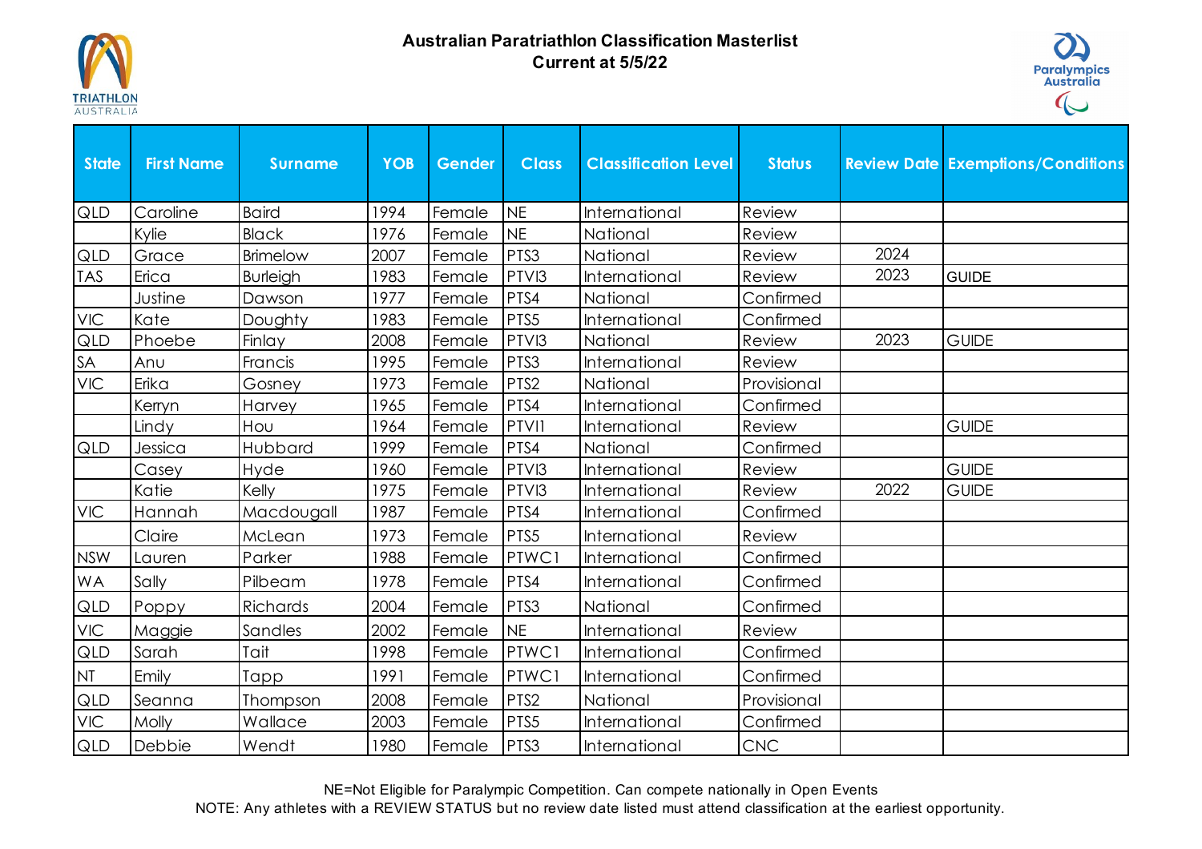# Australian Paratriathlon Classification Masterlist
## Current at 5/5/22

| State | First Name | Surname | YOB | Gender | Class | Classification Level | Status | Review Date | Exemptions/Conditions |
|---|---|---|---|---|---|---|---|---|---|
| QLD | Caroline | Baird | 1994 | Female | NE | International | Review | | |
| | Kylie | Black | 1976 | Female | NE | National | Review | | |
| QLD | Grace | Brimelow | 2007 | Female | PTS3 | National | Review | 2024 | |
| TAS | Erica | Burleigh | 1983 | Female | PTVI3 | International | Review | 2023 | GUIDE |
| | Justine | Dawson | 1977 | Female | PTS4 | National | Confirmed | | |
| VIC | Kate | Doughty | 1983 | Female | PTS5 | International | Confirmed | | |
| QLD | Phoebe | Finlay | 2008 | Female | PTVI3 | National | Review | 2023 | GUIDE |
| SA | Anu | Francis | 1995 | Female | PTS3 | International | Review | | |
| VIC | Erika | Gosney | 1973 | Female | PTS2 | National | Provisional | | |
| | Kerryn | Harvey | 1965 | Female | PTS4 | International | Confirmed | | |
| | Lindy | Hou | 1964 | Female | PTVI1 | International | Review | | GUIDE |
| QLD | Jessica | Hubbard | 1999 | Female | PTS4 | National | Confirmed | | |
| | Casey | Hyde | 1960 | Female | PTVI3 | International | Review | | GUIDE |
| | Katie | Kelly | 1975 | Female | PTVI3 | International | Review | 2022 | GUIDE |
| VIC | Hannah | Macdougall | 1987 | Female | PTS4 | International | Confirmed | | |
| | Claire | McLean | 1973 | Female | PTS5 | International | Review | | |
| NSW | Lauren | Parker | 1988 | Female | PTWC1 | International | Confirmed | | |
| WA | Sally | Pilbeam | 1978 | Female | PTS4 | International | Confirmed | | |
| QLD | Poppy | Richards | 2004 | Female | PTS3 | National | Confirmed | | |
| VIC | Maggie | Sandles | 2002 | Female | NE | International | Review | | |
| QLD | Sarah | Tait | 1998 | Female | PTWC1 | International | Confirmed | | |
| NT | Emily | Tapp | 1991 | Female | PTWC1 | International | Confirmed | | |
| QLD | Seanna | Thompson | 2008 | Female | PTS2 | National | Provisional | | |
| VIC | Molly | Wallace | 2003 | Female | PTS5 | International | Confirmed | | |
| QLD | Debbie | Wendt | 1980 | Female | PTS3 | International | CNC | | |

NE=Not Eligible for Paralympic Competition. Can compete nationally in Open Events

NOTE: Any athletes with a REVIEW STATUS but no review date listed must attend classification at the earliest opportunity.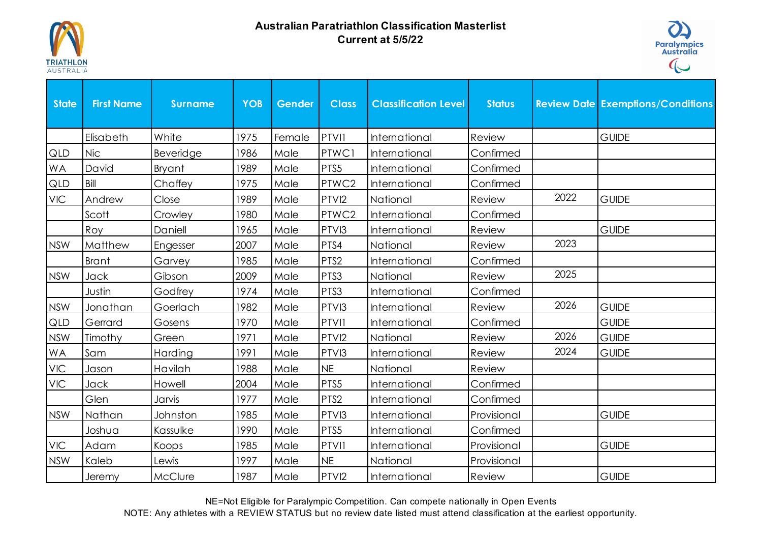**Australian Paratriathlon Classification Masterlist**
**Current at 5/5/22**

| State | First Name | Surname | YOB | Gender | Class | Classification Level | Status | Review Date | Exemptions/Conditions |
|---|---|---|---|---|---|---|---|---|---|
| | Elisabeth | White | 1975 | Female | PTVI1 | International | Review | | GUIDE |
| QLD | Nic | Beveridge | 1986 | Male | PTWC1 | International | Confirmed | | |
| WA | David | Bryant | 1989 | Male | PTS5 | International | Confirmed | | |
| QLD | Bill | Chaffey | 1975 | Male | PTWC2 | International | Confirmed | | |
| VIC | Andrew | Close | 1989 | Male | PTVI2 | National | Review | 2022 | GUIDE |
| | Scott | Crowley | 1980 | Male | PTWC2 | International | Confirmed | | |
| | Roy | Daniell | 1965 | Male | PTVI3 | International | Review | | GUIDE |
| NSW | Matthew | Engesser | 2007 | Male | PTS4 | National | Review | 2023 | |
| | Brant | Garvey | 1985 | Male | PTS2 | International | Confirmed | | |
| NSW | Jack | Gibson | 2009 | Male | PTS3 | National | Review | 2025 | |
| | Justin | Godfrey | 1974 | Male | PTS3 | International | Confirmed | | |
| NSW | Jonathan | Goerlach | 1982 | Male | PTVI3 | International | Review | 2026 | GUIDE |
| QLD | Gerrard | Gosens | 1970 | Male | PTVI1 | International | Confirmed | | GUIDE |
| NSW | Timothy | Green | 1971 | Male | PTVI2 | National | Review | 2026 | GUIDE |
| WA | Sam | Harding | 1991 | Male | PTVI3 | International | Review | 2024 | GUIDE |
| VIC | Jason | Havilah | 1988 | Male | NE | National | Review | | |
| VIC | Jack | Howell | 2004 | Male | PTS5 | International | Confirmed | | |
| | Glen | Jarvis | 1977 | Male | PTS2 | International | Confirmed | | |
| NSW | Nathan | Johnston | 1985 | Male | PTVI3 | International | Provisional | | GUIDE |
| | Joshua | Kassulke | 1990 | Male | PTS5 | International | Confirmed | | |
| VIC | Adam | Koops | 1985 | Male | PTVI1 | International | Provisional | | GUIDE |
| NSW | Kaleb | Lewis | 1997 | Male | NE | National | Provisional | | |
| | Jeremy | McClure | 1987 | Male | PTVI2 | International | Review | | GUIDE |

NE=Not Eligible for Paralympic Competition. Can compete nationally in Open Events

NOTE: Any athletes with a REVIEW STATUS but no review date listed must attend classification at the earliest opportunity.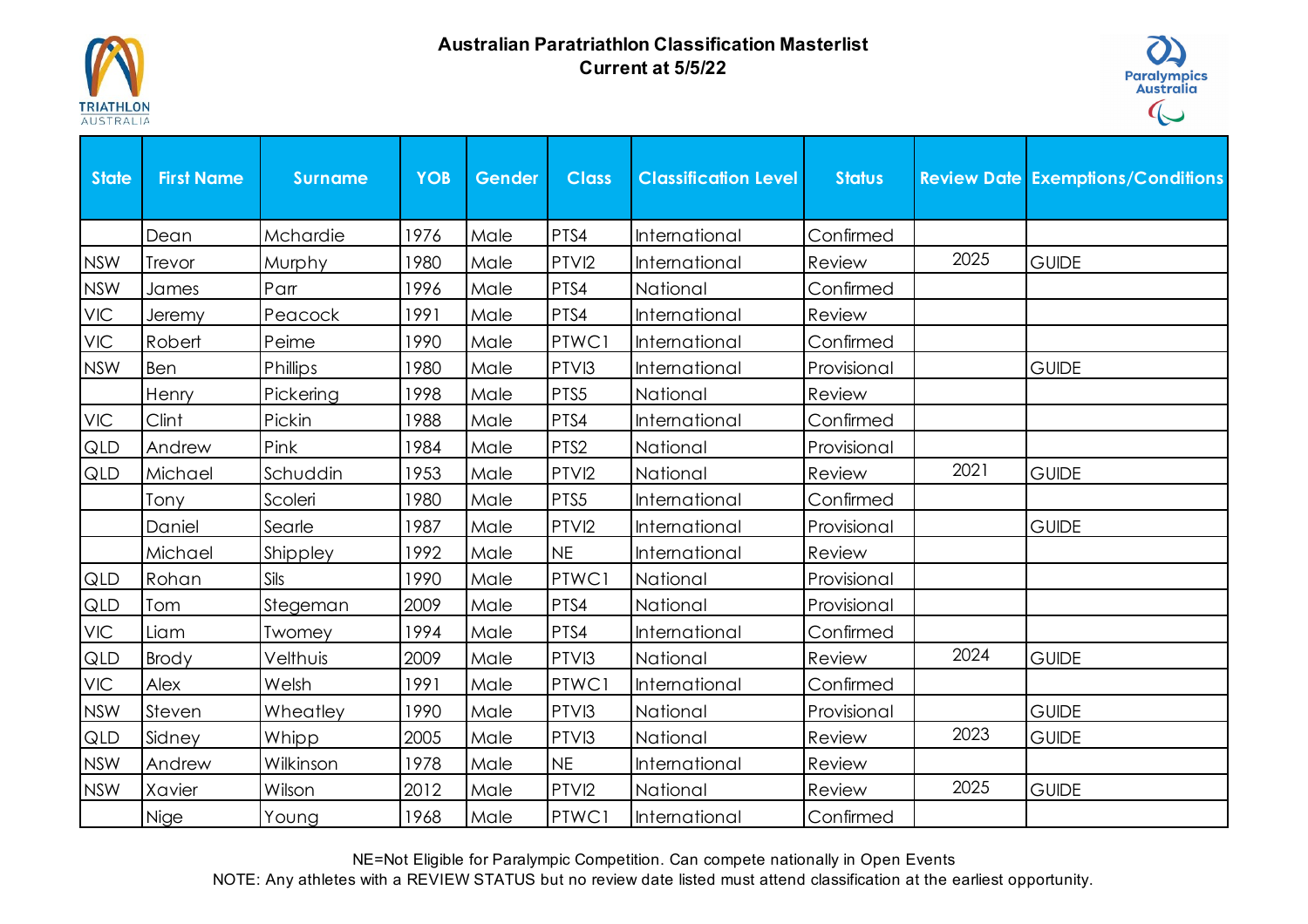**Australian Paratriathlon Classification Masterlist**
**Current at 5/5/22**

| State | First Name | Surname | YOB | Gender | Class | Classification Level | Status | Review Date | Exemptions/Conditions |
|---|---|---|---|---|---|---|---|---|---|
| | Dean | Mchardie | 1976 | Male | PTS4 | International | Confirmed | | |
| NSW | Trevor | Murphy | 1980 | Male | PTVI2 | International | Review | 2025 | GUIDE |
| NSW | James | Parr | 1996 | Male | PTS4 | National | Confirmed | | |
| VIC | Jeremy | Peacock | 1991 | Male | PTS4 | International | Review | | |
| VIC | Robert | Peime | 1990 | Male | PTWC1 | International | Confirmed | | |
| NSW | Ben | Phillips | 1980 | Male | PTVI3 | International | Provisional | | GUIDE |
| | Henry | Pickering | 1998 | Male | PTS5 | National | Review | | |
| VIC | Clint | Pickin | 1988 | Male | PTS4 | International | Confirmed | | |
| QLD | Andrew | Pink | 1984 | Male | PTS2 | National | Provisional | | |
| QLD | Michael | Schuddin | 1953 | Male | PTVI2 | National | Review | 2021 | GUIDE |
| | Tony | Scoleri | 1980 | Male | PTS5 | International | Confirmed | | |
| | Daniel | Searle | 1987 | Male | PTVI2 | International | Provisional | | GUIDE |
| | Michael | Shippley | 1992 | Male | NE | International | Review | | |
| QLD | Rohan | Sils | 1990 | Male | PTWC1 | National | Provisional | | |
| QLD | Tom | Stegeman | 2009 | Male | PTS4 | National | Provisional | | |
| VIC | Liam | Twomey | 1994 | Male | PTS4 | International | Confirmed | | |
| QLD | Brody | Velthuis | 2009 | Male | PTVI3 | National | Review | 2024 | GUIDE |
| VIC | Alex | Welsh | 1991 | Male | PTWC1 | International | Confirmed | | |
| NSW | Steven | Wheatley | 1990 | Male | PTVI3 | National | Provisional | | GUIDE |
| QLD | Sidney | Whipp | 2005 | Male | PTVI3 | National | Review | 2023 | GUIDE |
| NSW | Andrew | Wilkinson | 1978 | Male | NE | International | Review | | |
| NSW | Xavier | Wilson | 2012 | Male | PTVI2 | National | Review | 2025 | GUIDE |
| | Nige | Young | 1968 | Male | PTWC1 | International | Confirmed | | |

NE=Not Eligible for Paralympic Competition. Can compete nationally in Open Events

NOTE: Any athletes with a REVIEW STATUS but no review date listed must attend classification at the earliest opportunity.